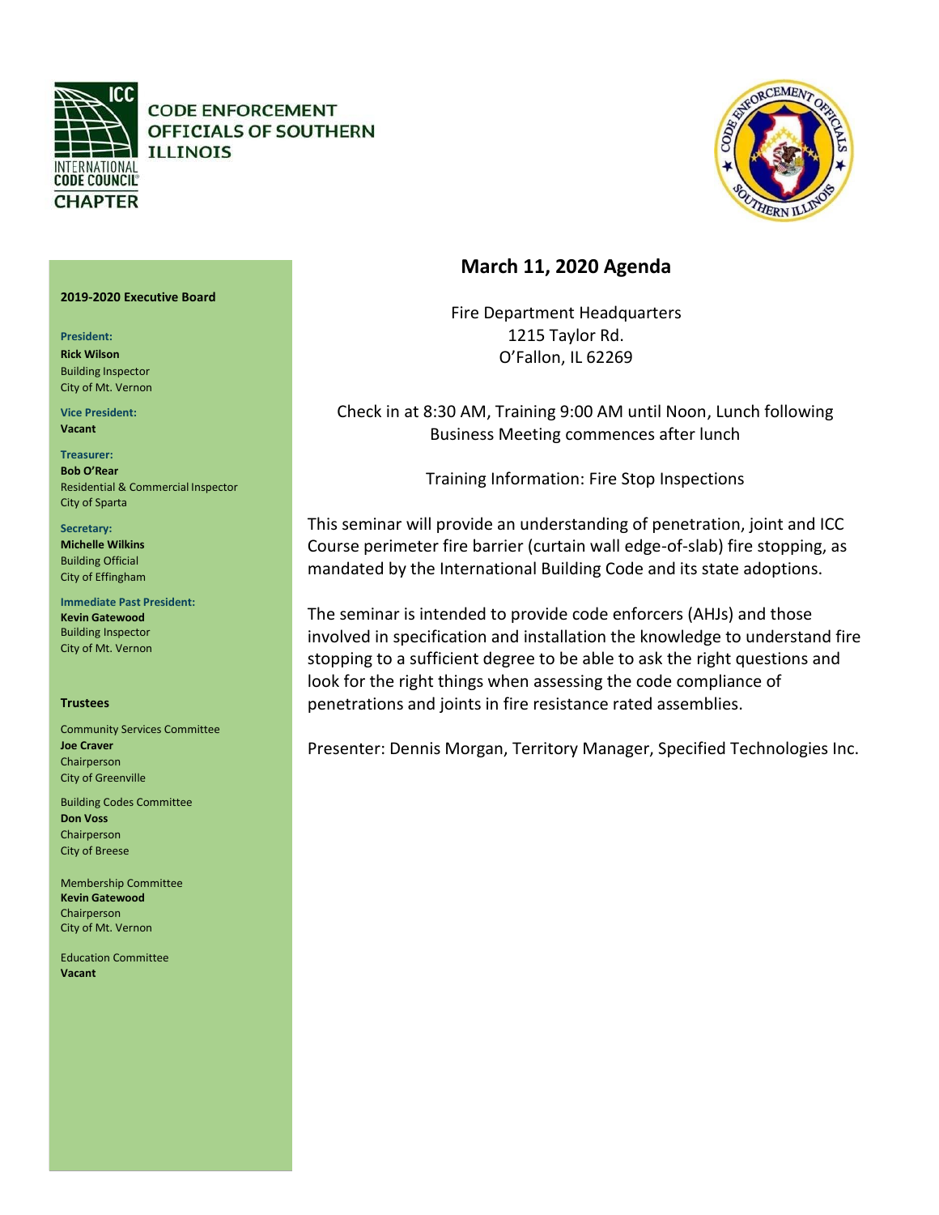CODE ENFORCEMENT OFFICIALS OF SOUTHERN ILLINOIS

INTERNATIONAL CODE COUNCIL CHAPTER

**2019-2020 Executive Board**

**President:**
**Rick Wilson**
Building Inspector
City of Mt. Vernon

**Vice President:**
**Vacant**

**Treasurer:**
**Bob O'Rear**
Residential & Commercial Inspector
City of Sparta

**Secretary:**
**Michelle Wilkins**
Building Official
City of Effingham

**Immediate Past President:**
**Kevin Gatewood**
Building Inspector
City of Mt. Vernon

**Trustees**

Community Services Committee
**Joe Craver**
Chairperson
City of Greenville

Building Codes Committee
**Don Voss**
Chairperson
City of Breese

Membership Committee
**Kevin Gatewood**
Chairperson
City of Mt. Vernon

Education Committee
**Vacant**

# March 11, 2020 Agenda

Fire Department Headquarters
1215 Taylor Rd.
O'Fallon, IL 62269

Check in at 8:30 AM, Training 9:00 AM until Noon, Lunch following
Business Meeting commences after lunch

Training Information: Fire Stop Inspections

This seminar will provide an understanding of penetration, joint and ICC Course perimeter fire barrier (curtain wall edge-of-slab) fire stopping, as mandated by the International Building Code and its state adoptions.

The seminar is intended to provide code enforcers (AHJs) and those involved in specification and installation the knowledge to understand fire stopping to a sufficient degree to be able to ask the right questions and look for the right things when assessing the code compliance of penetrations and joints in fire resistance rated assemblies.

Presenter: Dennis Morgan, Territory Manager, Specified Technologies Inc.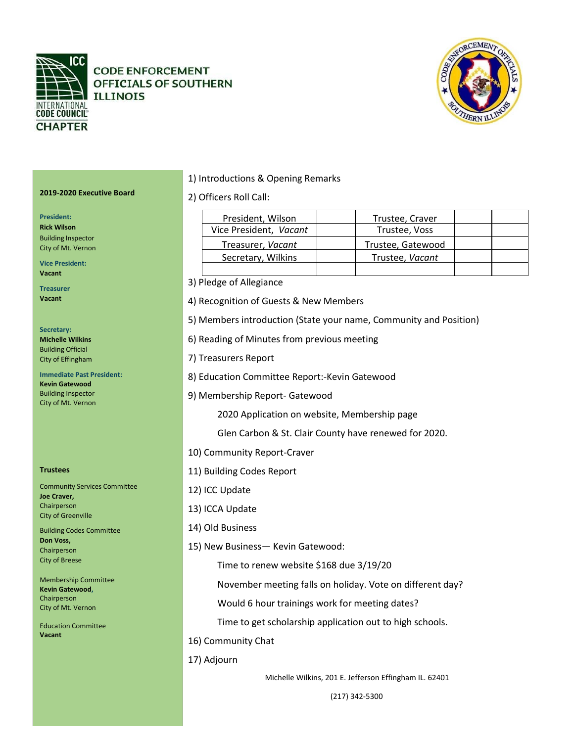# CODE ENFORCEMENT OFFICIALS OF SOUTHERN ILLINOIS

INTERNATIONAL CODE COUNCIL CHAPTER

**2019-2020 Executive Board**

**President:**
**Rick Wilson**
Building Inspector
City of Mt. Vernon

**Vice President:**
**Vacant**

**Treasurer**
**Vacant**

**Secretary:**
**Michelle Wilkins**
Building Official
City of Effingham

**Immediate Past President:**
**Kevin Gatewood**
Building Inspector
City of Mt. Vernon

**Trustees**

Community Services Committee
**Joe Craver,**
Chairperson
City of Greenville

Building Codes Committee
**Don Voss,**
Chairperson
City of Breese

Membership Committee
**Kevin Gatewood,**
Chairperson
City of Mt. Vernon

Education Committee
**Vacant**

1) Introductions & Opening Remarks

2) Officers Roll Call:

| | | | | |
|---|---|---|---|---|
| President, Wilson | | Trustee, Craver | | |
| Vice President, *Vacant* | | Trustee, Voss | | |
| Treasurer, *Vacant* | | Trustee, Gatewood | | |
| Secretary, Wilkins | | Trustee, *Vacant* | | |
| | | | | |

3) Pledge of Allegiance

4) Recognition of Guests & New Members

5) Members introduction (State your name, Community and Position)

6) Reading of Minutes from previous meeting

7) Treasurers Report

8) Education Committee Report:-Kevin Gatewood

9) Membership Report- Gatewood

   2020 Application on website, Membership page

   Glen Carbon & St. Clair County have renewed for 2020.

10) Community Report-Craver

11) Building Codes Report

12) ICC Update

13) ICCA Update

14) Old Business

15) New Business— Kevin Gatewood:

   Time to renew website $168 due 3/19/20

   November meeting falls on holiday. Vote on different day?

   Would 6 hour trainings work for meeting dates?

   Time to get scholarship application out to high schools.

16) Community Chat

17) Adjourn

Michelle Wilkins, 201 E. Jefferson Effingham IL. 62401

(217) 342-5300